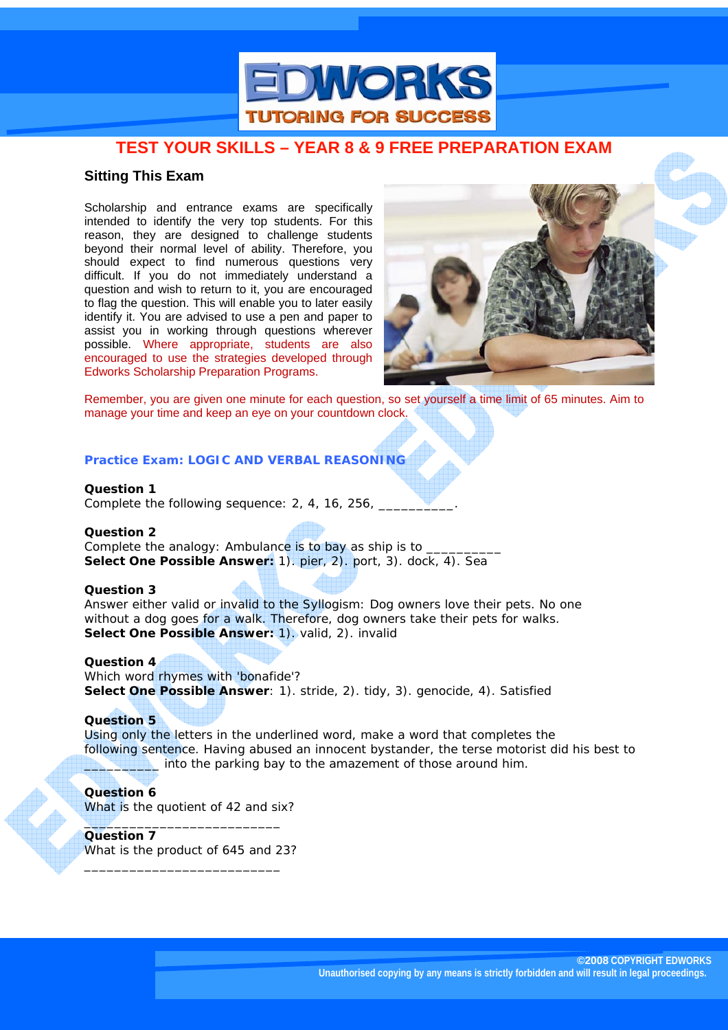# TEST YOUR SKILLS – YEAR 8 & 9 FREE PREPARATION EXAM

## Sitting This Exam

Scholarship and entrance exams are specifically intended to identify the very top students. For this reason, they are designed to challenge students beyond their normal level of ability. Therefore, you should expect to find numerous questions very difficult. If you do not immediately understand a question and wish to return to it, you are encouraged to flag the question. This will enable you to later easily identify it. You are advised to use a pen and paper to assist you in working through questions wherever possible. Where appropriate, students are also encouraged to use the strategies developed through Edworks Scholarship Preparation Programs.

Remember, you are given one minute for each question, so set yourself a time limit of 65 minutes. Aim to manage your time and keep an eye on your countdown clock.

### Practice Exam: LOGIC AND VERBAL REASONING

**Question 1**
Complete the following sequence: 2, 4, 16, 256, __________.

**Question 2**
Complete the analogy: Ambulance is to bay as ship is to __________
**Select One Possible Answer:** 1). pier, 2). port, 3). dock, 4). Sea

**Question 3**
Answer either valid or invalid to the Syllogism: Dog owners love their pets. No one without a dog goes for a walk. Therefore, dog owners take their pets for walks.
**Select One Possible Answer:** 1). valid, 2). invalid

**Question 4**
Which word rhymes with 'bonafide'?
**Select One Possible Answer**: 1). stride, 2). tidy, 3). genocide, 4). Satisfied

**Question 5**
Using only the letters in the underlined word, make a word that completes the following sentence. Having abused an innocent bystander, the terse motorist did his best to __________ into the parking bay to the amazement of those around him.

**Question 6**
What is the quotient of 42 and six?

__________________________

**Question 7**
What is the product of 645 and 23?

__________________________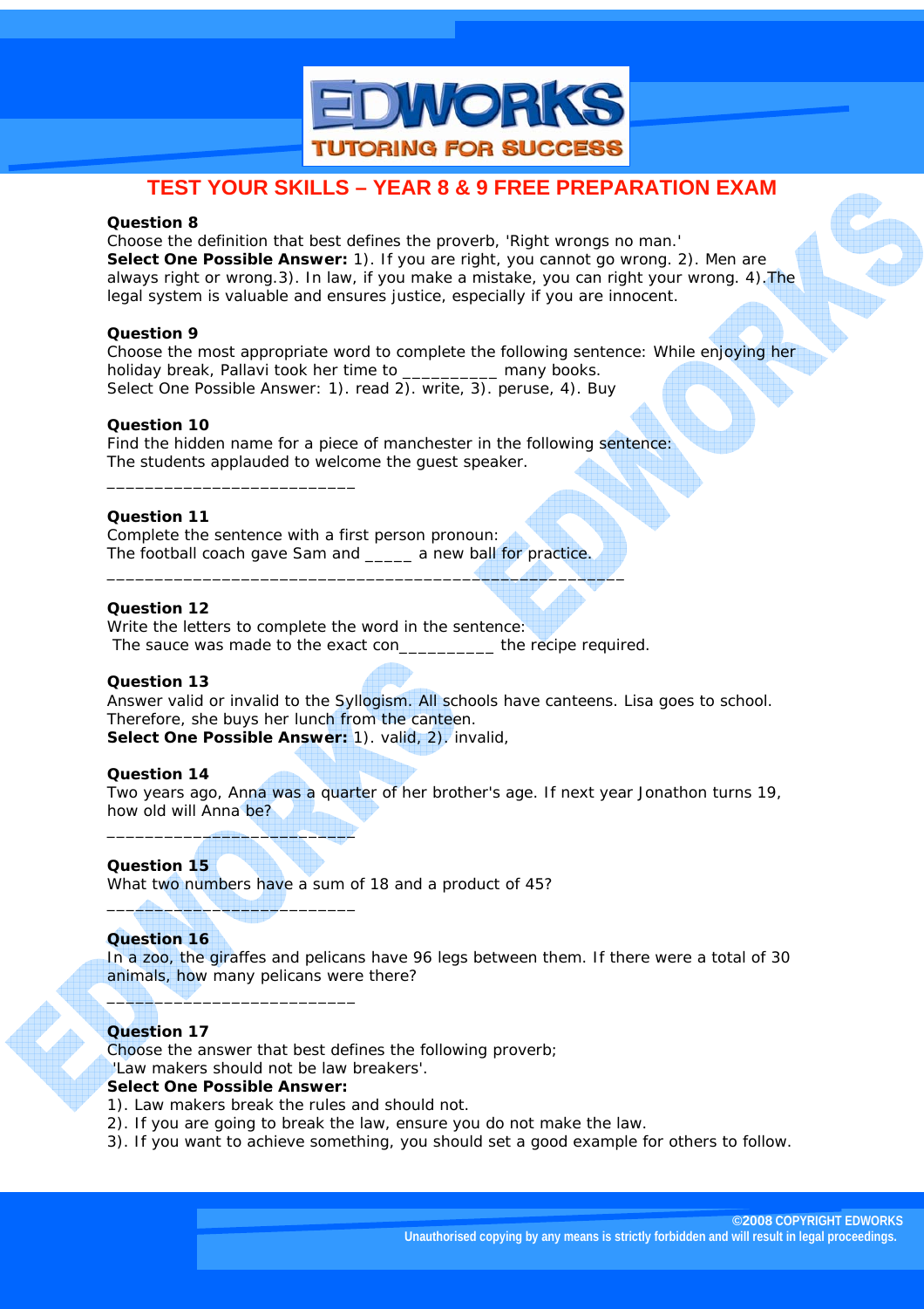# TEST YOUR SKILLS – YEAR 8 & 9 FREE PREPARATION EXAM

**Question 8**

Choose the definition that best defines the proverb, 'Right wrongs no man.'

**Select One Possible Answer:** 1). If you are right, you cannot go wrong. 2). Men are always right or wrong.3). In law, if you make a mistake, you can right your wrong. 4).The legal system is valuable and ensures justice, especially if you are innocent.

**Question 9**

Choose the most appropriate word to complete the following sentence: While enjoying her holiday break, Pallavi took her time to __________ many books.

Select One Possible Answer: 1). read 2). write, 3). peruse, 4). Buy

**Question 10**

Find the hidden name for a piece of manchester in the following sentence:

The students applauded to welcome the guest speaker.

__________________________

**Question 11**

Complete the sentence with a first person pronoun:

The football coach gave Sam and _____ a new ball for practice.

______________________________________________________

**Question 12**

Write the letters to complete the word in the sentence:

The sauce was made to the exact con__________ the recipe required.

**Question 13**

Answer valid or invalid to the Syllogism. All schools have canteens. Lisa goes to school. Therefore, she buys her lunch from the canteen.

**Select One Possible Answer:** 1). valid, 2). invalid,

**Question 14**

Two years ago, Anna was a quarter of her brother's age. If next year Jonathon turns 19, how old will Anna be?

__________________________

**Question 15**

What two numbers have a sum of 18 and a product of 45?

__________________________

**Question 16**

In a zoo, the giraffes and pelicans have 96 legs between them. If there were a total of 30 animals, how many pelicans were there?

__________________________

**Question 17**

Choose the answer that best defines the following proverb;

'Law makers should not be law breakers'.

**Select One Possible Answer:**

1). Law makers break the rules and should not.
2). If you are going to break the law, ensure you do not make the law.
3). If you want to achieve something, you should set a good example for others to follow.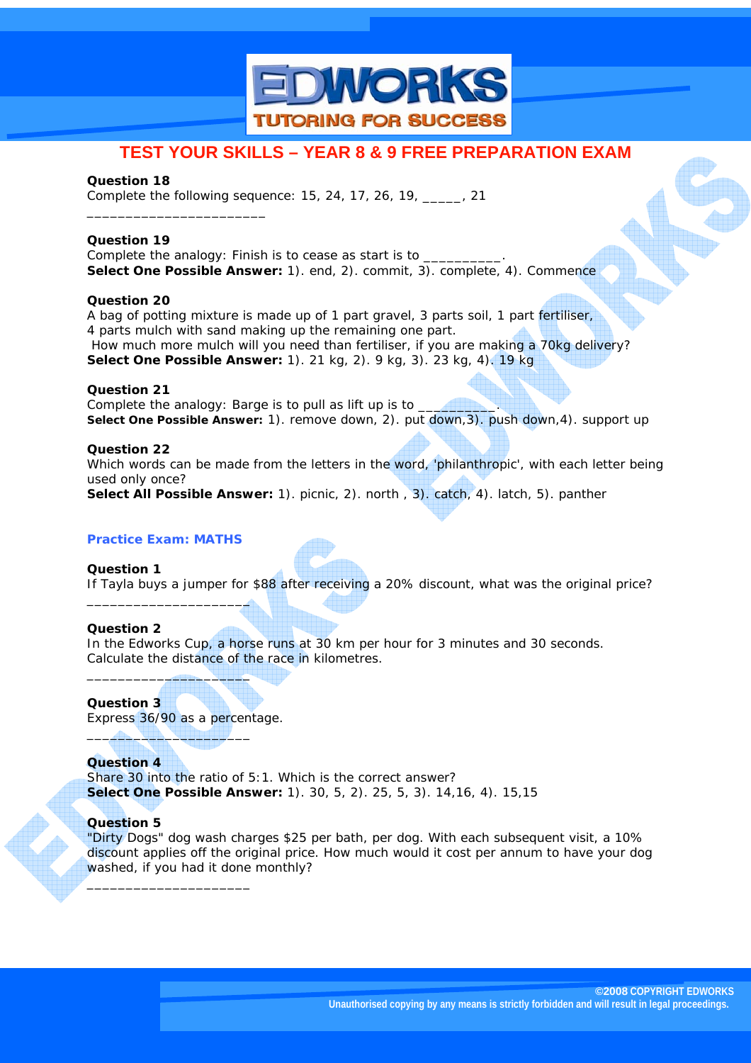# TEST YOUR SKILLS – YEAR 8 & 9 FREE PREPARATION EXAM

**Question 18**
Complete the following sequence: 15, 24, 17, 26, 19, _____, 21

________________________

**Question 19**
Complete the analogy: Finish is to cease as start is to __________.
**Select One Possible Answer:** 1). end, 2). commit, 3). complete, 4). Commence

**Question 20**
A bag of potting mixture is made up of 1 part gravel, 3 parts soil, 1 part fertiliser, 4 parts mulch with sand making up the remaining one part.
How much more mulch will you need than fertiliser, if you are making a 70kg delivery?
**Select One Possible Answer:** 1). 21 kg, 2). 9 kg, 3). 23 kg, 4). 19 kg

**Question 21**
Complete the analogy: Barge is to pull as lift up is to __________.
**Select One Possible Answer:** 1). remove down, 2). put down,3). push down,4). support up

**Question 22**
Which words can be made from the letters in the word, 'philanthropic', with each letter being used only once?
**Select All Possible Answer:** 1). picnic, 2). north , 3). catch, 4). latch, 5). panther

**Practice Exam: MATHS**

**Question 1**
If Tayla buys a jumper for $88 after receiving a 20% discount, what was the original price?

______________________

**Question 2**
In the Edworks Cup, a horse runs at 30 km per hour for 3 minutes and 30 seconds.
Calculate the distance of the race in kilometres.

______________________

**Question 3**
Express 36/90 as a percentage.

______________________

**Question 4**
Share 30 into the ratio of 5:1. Which is the correct answer?
**Select One Possible Answer:** 1). 30, 5, 2). 25, 5, 3). 14,16, 4). 15,15

**Question 5**
"Dirty Dogs" dog wash charges $25 per bath, per dog. With each subsequent visit, a 10% discount applies off the original price. How much would it cost per annum to have your dog washed, if you had it done monthly?

______________________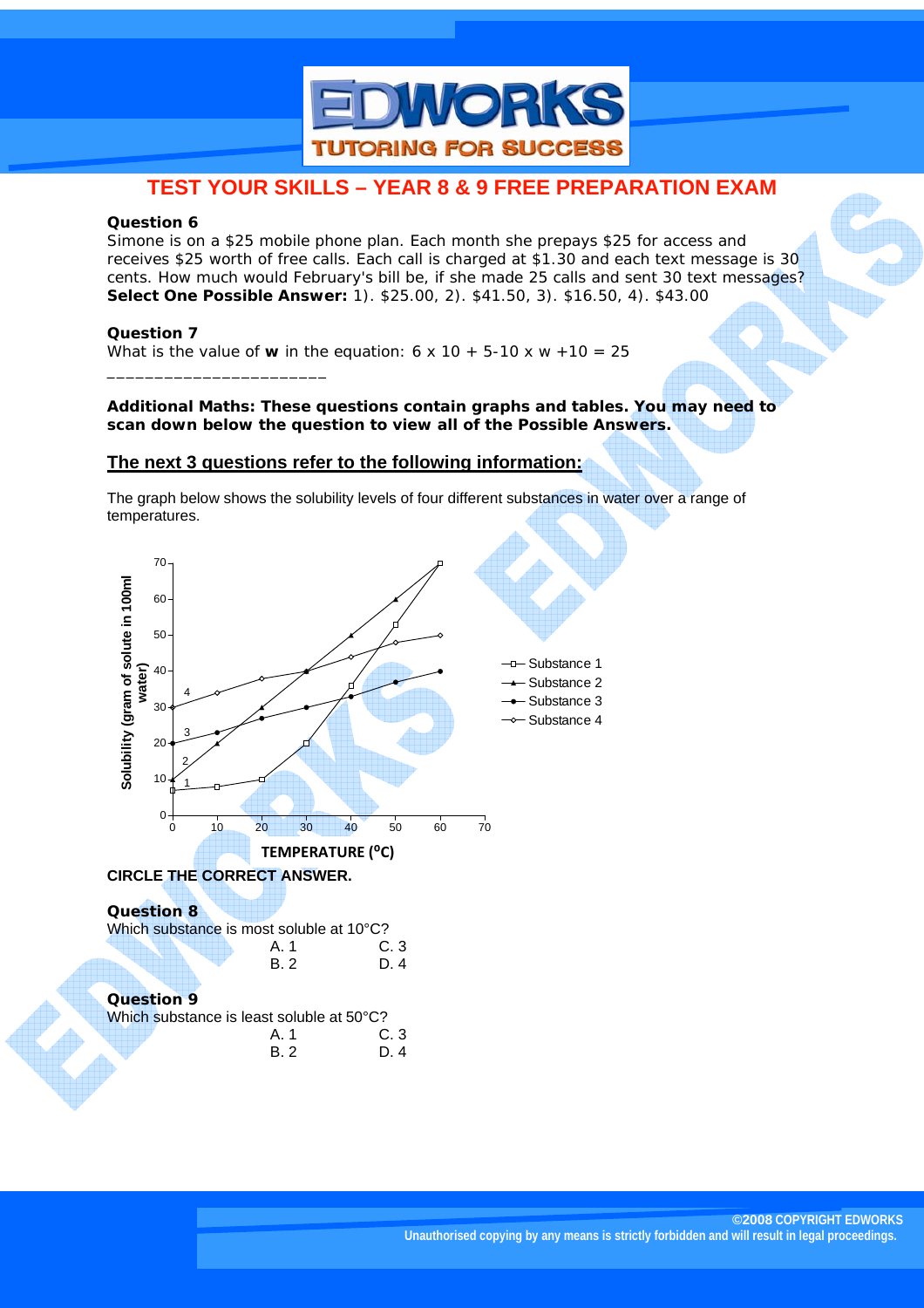# TEST YOUR SKILLS – YEAR 8 & 9 FREE PREPARATION EXAM

**Question 6**

Simone is on a $25 mobile phone plan. Each month she prepays $25 for access and receives $25 worth of free calls. Each call is charged at $1.30 and each text message is 30 cents. How much would February's bill be, if she made 25 calls and sent 30 text messages?
**Select One Possible Answer:** 1). $25.00, 2). $41.50, 3). $16.50, 4). $43.00

**Question 7**

What is the value of **w** in the equation: $6 \times 10 + 5 - 10 \times w + 10 = 25$

_______________________

**Additional Maths: These questions contain graphs and tables. You may need to scan down below the question to view all of the Possible Answers.**

## The next 3 questions refer to the following information:

The graph below shows the solubility levels of four different substances in water over a range of temperatures.

**CIRCLE THE CORRECT ANSWER.**

**Question 8**

Which substance is most soluble at 10°C?

| | |
|---|---|
| A. 1 | C. 3 |
| B. 2 | D. 4 |

**Question 9**

Which substance is least soluble at 50°C?

| | |
|---|---|
| A. 1 | C. 3 |
| B. 2 | D. 4 |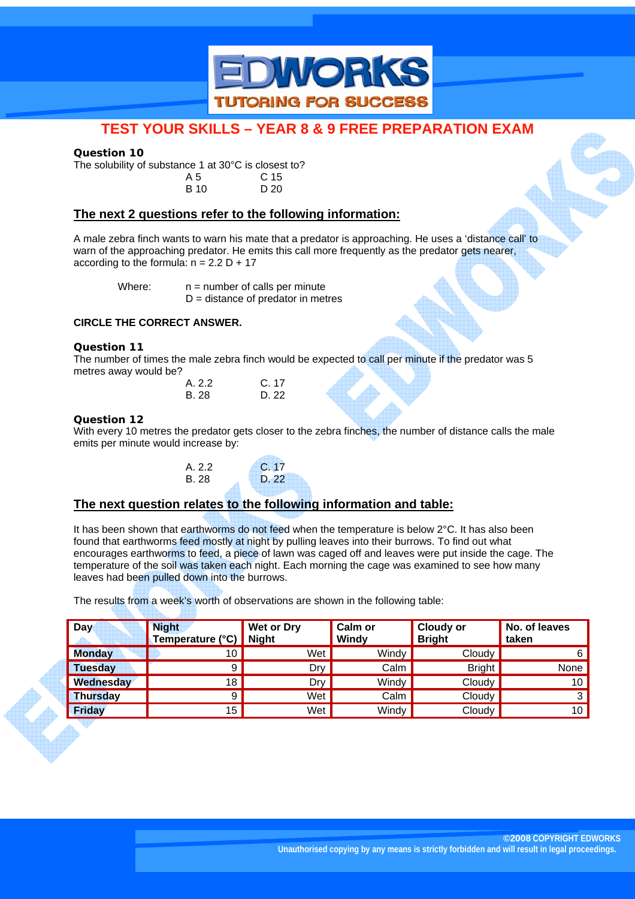# TEST YOUR SKILLS – YEAR 8 & 9 FREE PREPARATION EXAM

**Question 10**

The solubility of substance 1 at 30°C is closest to?

A 5 &nbsp;&nbsp;&nbsp;&nbsp; C 15
B 10 &nbsp;&nbsp;&nbsp;&nbsp; D 20

## The next 2 questions refer to the following information:

A male zebra finch wants to warn his mate that a predator is approaching. He uses a 'distance call' to warn of the approaching predator. He emits this call more frequently as the predator gets nearer, according to the formula: $n = 2.2\,D + 17$

Where: $n$ = number of calls per minute
$D$ = distance of predator in metres

**CIRCLE THE CORRECT ANSWER.**

**Question 11**

The number of times the male zebra finch would be expected to call per minute if the predator was 5 metres away would be?

A. 2.2 &nbsp;&nbsp;&nbsp;&nbsp; C. 17
B. 28 &nbsp;&nbsp;&nbsp;&nbsp; D. 22

**Question 12**

With every 10 metres the predator gets closer to the zebra finches, the number of distance calls the male emits per minute would increase by:

A. 2.2 &nbsp;&nbsp;&nbsp;&nbsp; C. 17
B. 28 &nbsp;&nbsp;&nbsp;&nbsp; D. 22

## The next question relates to the following information and table:

It has been shown that earthworms do not feed when the temperature is below 2°C. It has also been found that earthworms feed mostly at night by pulling leaves into their burrows. To find out what encourages earthworms to feed, a piece of lawn was caged off and leaves were put inside the cage. The temperature of the soil was taken each night. Each morning the cage was examined to see how many leaves had been pulled down into the burrows.

The results from a week's worth of observations are shown in the following table:

| Day | Night Temperature (°C) | Wet or Dry Night | Calm or Windy | Cloudy or Bright | No. of leaves taken |
|---|---|---|---|---|---|
| **Monday** | 10 | Wet | Windy | Cloudy | 6 |
| **Tuesday** | 9 | Dry | Calm | Bright | None |
| **Wednesday** | 18 | Dry | Windy | Cloudy | 10 |
| **Thursday** | 9 | Wet | Calm | Cloudy | 3 |
| **Friday** | 15 | Wet | Windy | Cloudy | 10 |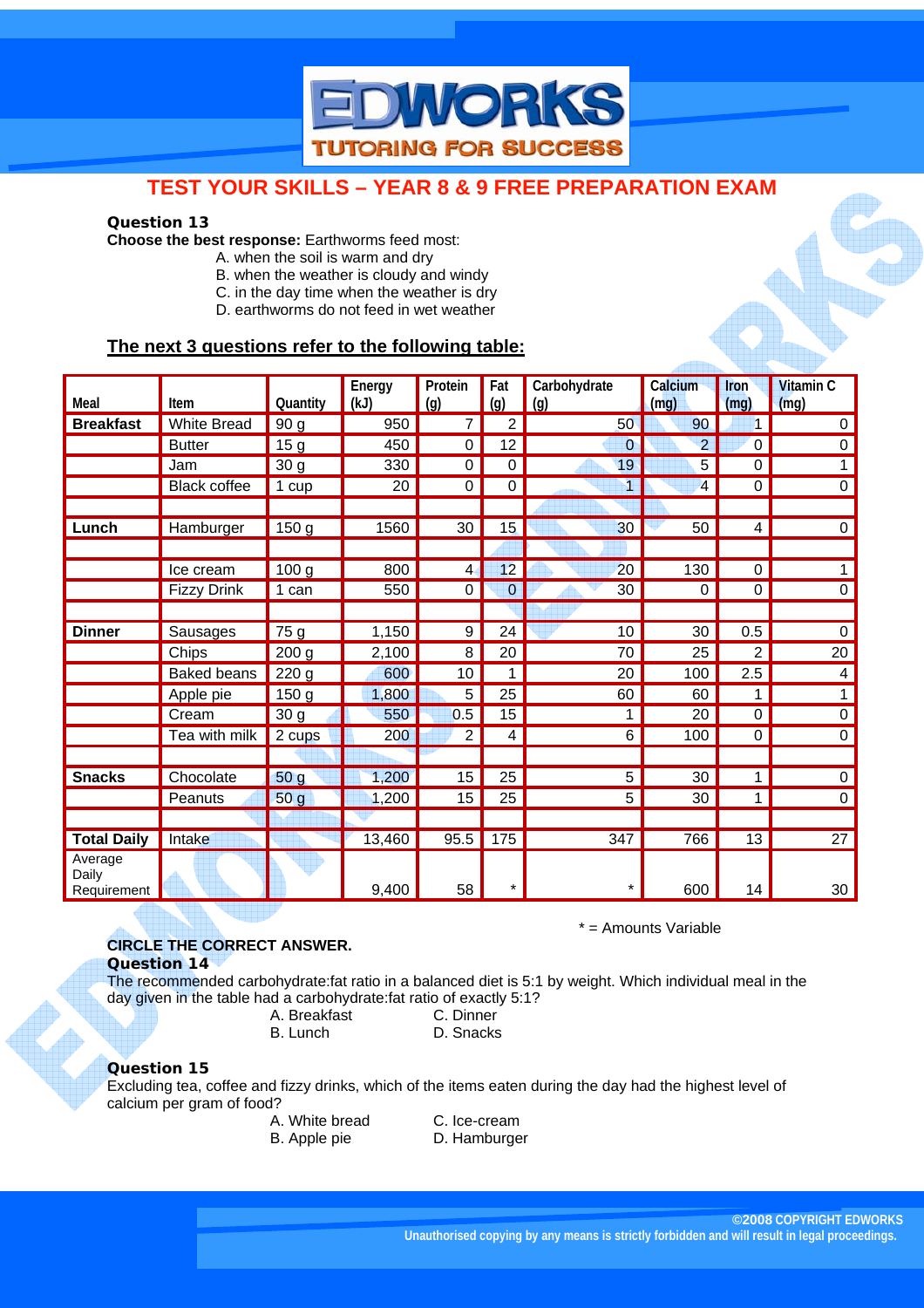## TEST YOUR SKILLS – YEAR 8 & 9 FREE PREPARATION EXAM

**Question 13**

**Choose the best response:** Earthworms feed most:

A. when the soil is warm and dry
B. when the weather is cloudy and windy
C. in the day time when the weather is dry
D. earthworms do not feed in wet weather

**The next 3 questions refer to the following table:**

| Meal | Item | Quantity | Energy (kJ) | Protein (g) | Fat (g) | Carbohydrate (g) | Calcium (mg) | Iron (mg) | Vitamin C (mg) |
|---|---|---|---|---|---|---|---|---|---|
| **Breakfast** | White Bread | 90 g | 950 | 7 | 2 | 50 | 90 | 1 | 0 |
| | Butter | 15 g | 450 | 0 | 12 | 0 | 2 | 0 | 0 |
| | Jam | 30 g | 330 | 0 | 0 | 19 | 5 | 0 | 1 |
| | Black coffee | 1 cup | 20 | 0 | 0 | 1 | 4 | 0 | 0 |
| | | | | | | | | | |
| **Lunch** | Hamburger | 150 g | 1560 | 30 | 15 | 30 | 50 | 4 | 0 |
| | | | | | | | | | |
| | Ice cream | 100 g | 800 | 4 | 12 | 20 | 130 | 0 | 1 |
| | Fizzy Drink | 1 can | 550 | 0 | 0 | 30 | 0 | 0 | 0 |
| | | | | | | | | | |
| **Dinner** | Sausages | 75 g | 1,150 | 9 | 24 | 10 | 30 | 0.5 | 0 |
| | Chips | 200 g | 2,100 | 8 | 20 | 70 | 25 | 2 | 20 |
| | Baked beans | 220 g | 600 | 10 | 1 | 20 | 100 | 2.5 | 4 |
| | Apple pie | 150 g | 1,800 | 5 | 25 | 60 | 60 | 1 | 1 |
| | Cream | 30 g | 550 | 0.5 | 15 | 1 | 20 | 0 | 0 |
| | Tea with milk | 2 cups | 200 | 2 | 4 | 6 | 100 | 0 | 0 |
| | | | | | | | | | |
| **Snacks** | Chocolate | 50 g | 1,200 | 15 | 25 | 5 | 30 | 1 | 0 |
| | Peanuts | 50 g | 1,200 | 15 | 25 | 5 | 30 | 1 | 0 |
| | | | | | | | | | |
| **Total Daily** | Intake | | 13,460 | 95.5 | 175 | 347 | 766 | 13 | 27 |
| Average Daily Requirement | | | 9,400 | 58 | * | * | 600 | 14 | 30 |

* = Amounts Variable

**CIRCLE THE CORRECT ANSWER.**

**Question 14**

The recommended carbohydrate:fat ratio in a balanced diet is 5:1 by weight. Which individual meal in the day given in the table had a carbohydrate:fat ratio of exactly 5:1?

A. Breakfast
B. Lunch
C. Dinner
D. Snacks

**Question 15**

Excluding tea, coffee and fizzy drinks, which of the items eaten during the day had the highest level of calcium per gram of food?

A. White bread
B. Apple pie
C. Ice-cream
D. Hamburger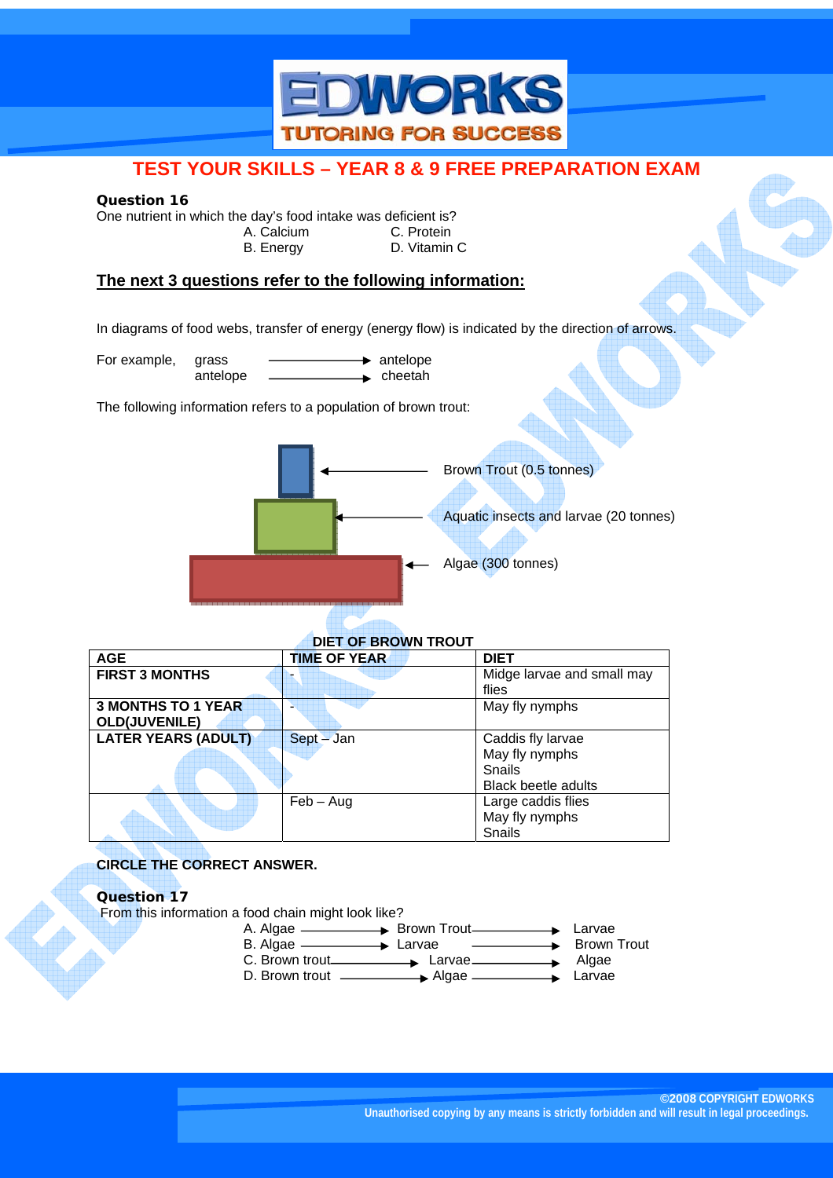## TEST YOUR SKILLS – YEAR 8 & 9 FREE PREPARATION EXAM

**Question 16**

One nutrient in which the day's food intake was deficient is?

A. Calcium
B. Energy
C. Protein
D. Vitamin C

### The next 3 questions refer to the following information:

In diagrams of food webs, transfer of energy (energy flow) is indicated by the direction of arrows.

For example,
grass → antelope
antelope → cheetah

The following information refers to a population of brown trout:

- Brown Trout (0.5 tonnes)
- Aquatic insects and larvae (20 tonnes)
- Algae (300 tonnes)

**DIET OF BROWN TROUT**

| AGE | TIME OF YEAR | DIET |
|---|---|---|
| **FIRST 3 MONTHS** | - | Midge larvae and small may flies |
| **3 MONTHS TO 1 YEAR OLD(JUVENILE)** | - | May fly nymphs |
| **LATER YEARS (ADULT)** | Sept – Jan | Caddis fly larvae<br>May fly nymphs<br>Snails<br>Black beetle adults |
| | Feb – Aug | Large caddis flies<br>May fly nymphs<br>Snails |

**CIRCLE THE CORRECT ANSWER.**

**Question 17**

From this information a food chain might look like?

A. Algae → Brown Trout → Larvae
B. Algae → Larvae → Brown Trout
C. Brown trout → Larvae → Algae
D. Brown trout → Algae → Larvae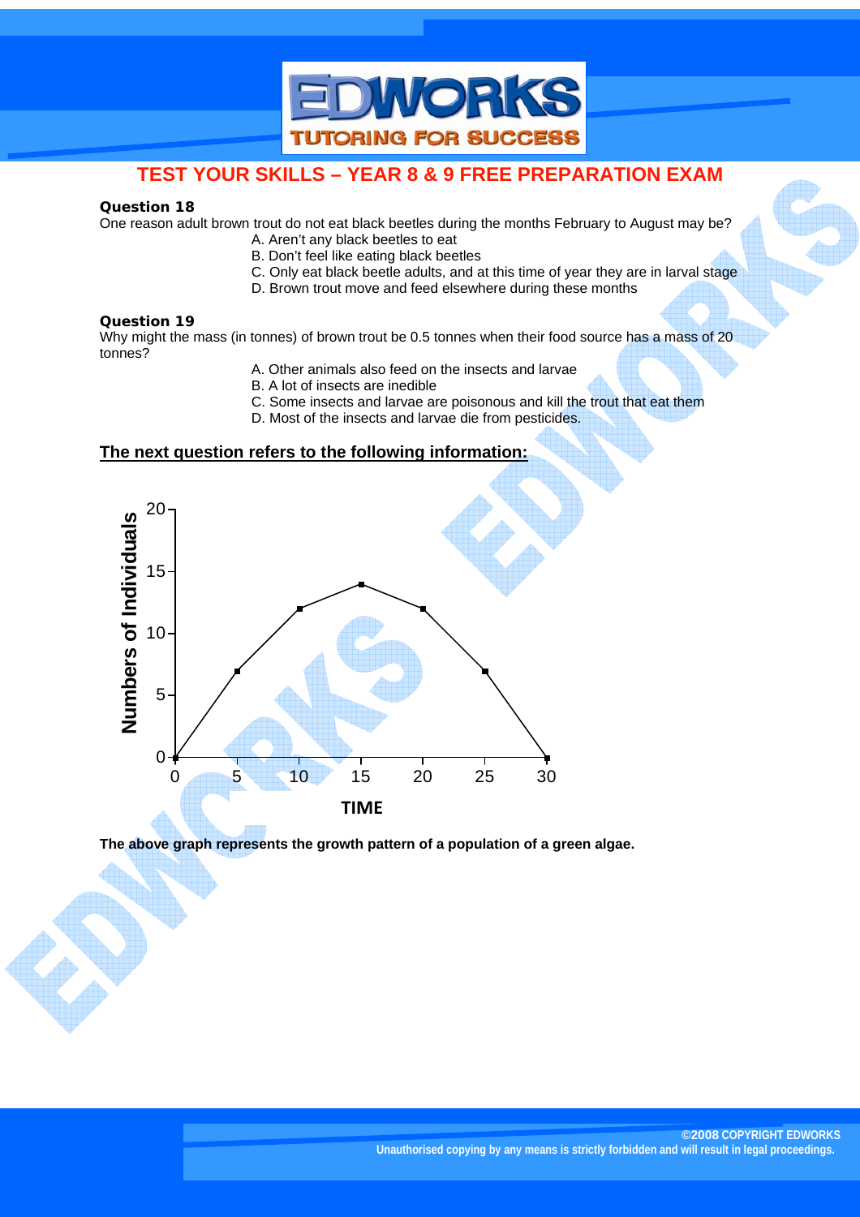# TEST YOUR SKILLS – YEAR 8 & 9 FREE PREPARATION EXAM

**Question 18**

One reason adult brown trout do not eat black beetles during the months February to August may be?

A. Aren't any black beetles to eat
B. Don't feel like eating black beetles
C. Only eat black beetle adults, and at this time of year they are in larval stage
D. Brown trout move and feed elsewhere during these months

**Question 19**

Why might the mass (in tonnes) of brown trout be 0.5 tonnes when their food source has a mass of 20 tonnes?

A. Other animals also feed on the insects and larvae
B. A lot of insects are inedible
C. Some insects and larvae are poisonous and kill the trout that eat them
D. Most of the insects and larvae die from pesticides.

**The next question refers to the following information:**

| TIME | Numbers of Individuals |
| --- | --- |
| 0 | 0 |
| 5 | 7 |
| 10 | 12 |
| 15 | 14 |
| 20 | 12 |
| 25 | 7 |
| 30 | 0 |

**The above graph represents the growth pattern of a population of a green algae.**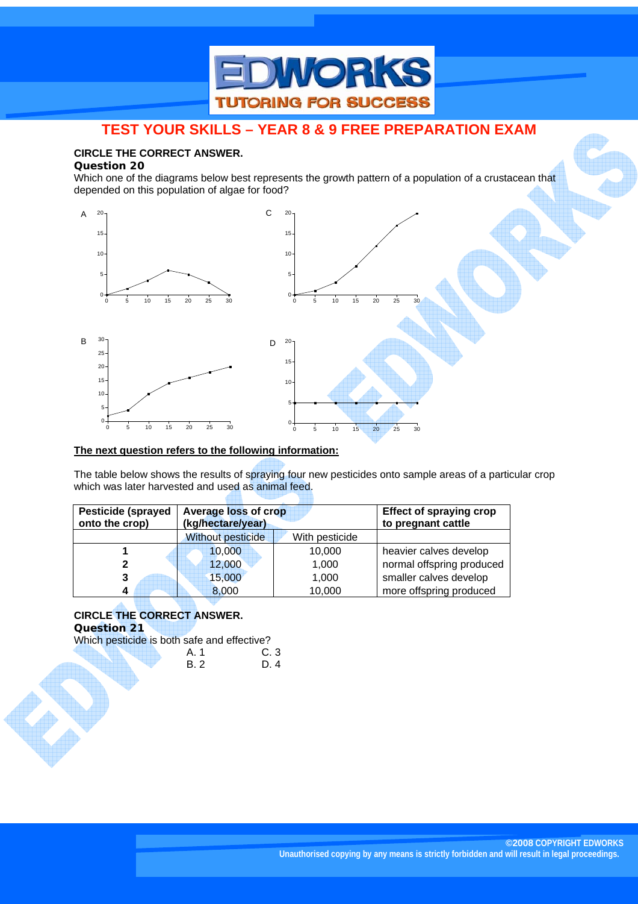## TEST YOUR SKILLS – YEAR 8 & 9 FREE PREPARATION EXAM

**CIRCLE THE CORRECT ANSWER.**

**Question 20**

Which one of the diagrams below best represents the growth pattern of a population of a crustacean that depended on this population of algae for food?

A

C

B

D

**The next question refers to the following information:**

The table below shows the results of spraying four new pesticides onto sample areas of a particular crop which was later harvested and used as animal feed.

| Pesticide (sprayed onto the crop) | Average loss of crop (kg/hectare/year) | | Effect of spraying crop to pregnant cattle |
|---|---|---|---|
| | Without pesticide | With pesticide | |
| 1 | 10,000 | 10,000 | heavier calves develop |
| 2 | 12,000 | 1,000 | normal offspring produced |
| 3 | 15,000 | 1,000 | smaller calves develop |
| 4 | 8,000 | 10,000 | more offspring produced |

**CIRCLE THE CORRECT ANSWER.**

**Question 21**

Which pesticide is both safe and effective?

A. 1 C. 3

B. 2 D. 4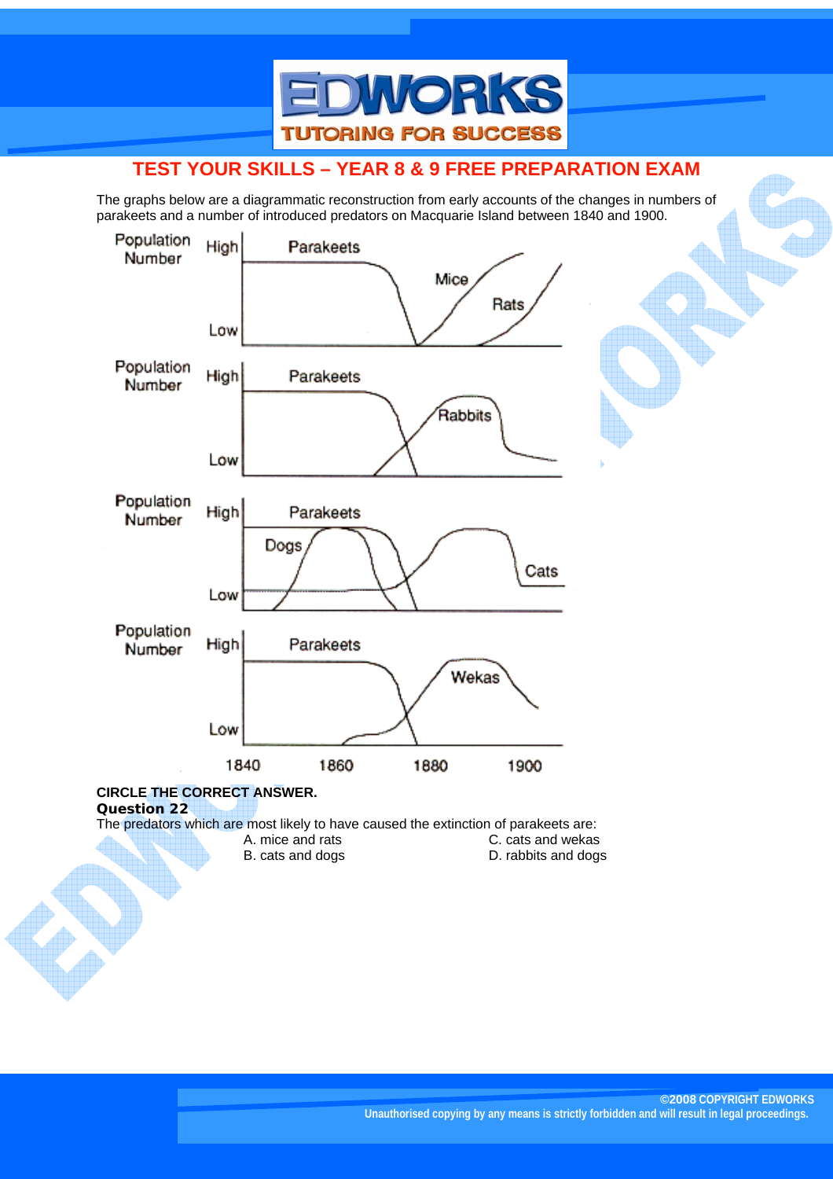## TEST YOUR SKILLS – YEAR 8 & 9 FREE PREPARATION EXAM

The graphs below are a diagrammatic reconstruction from early accounts of the changes in numbers of parakeets and a number of introduced predators on Macquarie Island between 1840 and 1900.

**CIRCLE THE CORRECT ANSWER.**

**Question 22**

The predators which are most likely to have caused the extinction of parakeets are:

A. mice and rats

B. cats and dogs

C. cats and wekas

D. rabbits and dogs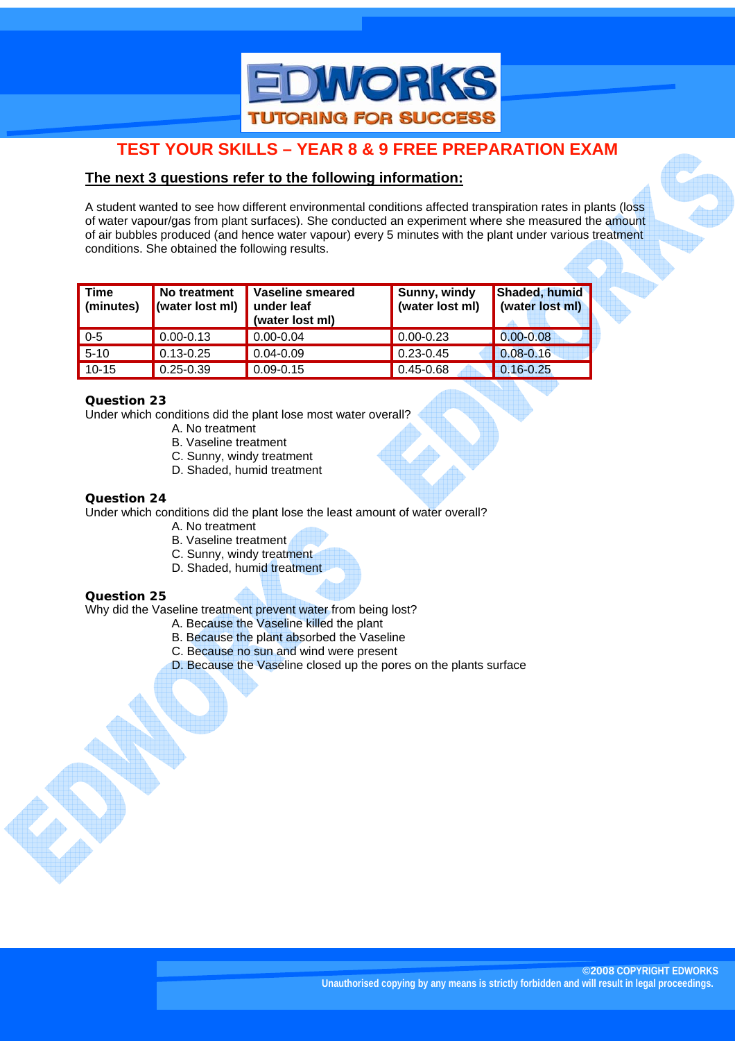## TEST YOUR SKILLS – YEAR 8 & 9 FREE PREPARATION EXAM

**The next 3 questions refer to the following information:**

A student wanted to see how different environmental conditions affected transpiration rates in plants (loss of water vapour/gas from plant surfaces). She conducted an experiment where she measured the amount of air bubbles produced (and hence water vapour) every 5 minutes with the plant under various treatment conditions. She obtained the following results.

| Time (minutes) | No treatment (water lost ml) | Vaseline smeared under leaf (water lost ml) | Sunny, windy (water lost ml) | Shaded, humid (water lost ml) |
|---|---|---|---|---|
| 0-5 | 0.00-0.13 | 0.00-0.04 | 0.00-0.23 | 0.00-0.08 |
| 5-10 | 0.13-0.25 | 0.04-0.09 | 0.23-0.45 | 0.08-0.16 |
| 10-15 | 0.25-0.39 | 0.09-0.15 | 0.45-0.68 | 0.16-0.25 |

**Question 23**

Under which conditions did the plant lose most water overall?

A. No treatment
B. Vaseline treatment
C. Sunny, windy treatment
D. Shaded, humid treatment

**Question 24**

Under which conditions did the plant lose the least amount of water overall?

A. No treatment
B. Vaseline treatment
C. Sunny, windy treatment
D. Shaded, humid treatment

**Question 25**

Why did the Vaseline treatment prevent water from being lost?

A. Because the Vaseline killed the plant
B. Because the plant absorbed the Vaseline
C. Because no sun and wind were present
D. Because the Vaseline closed up the pores on the plants surface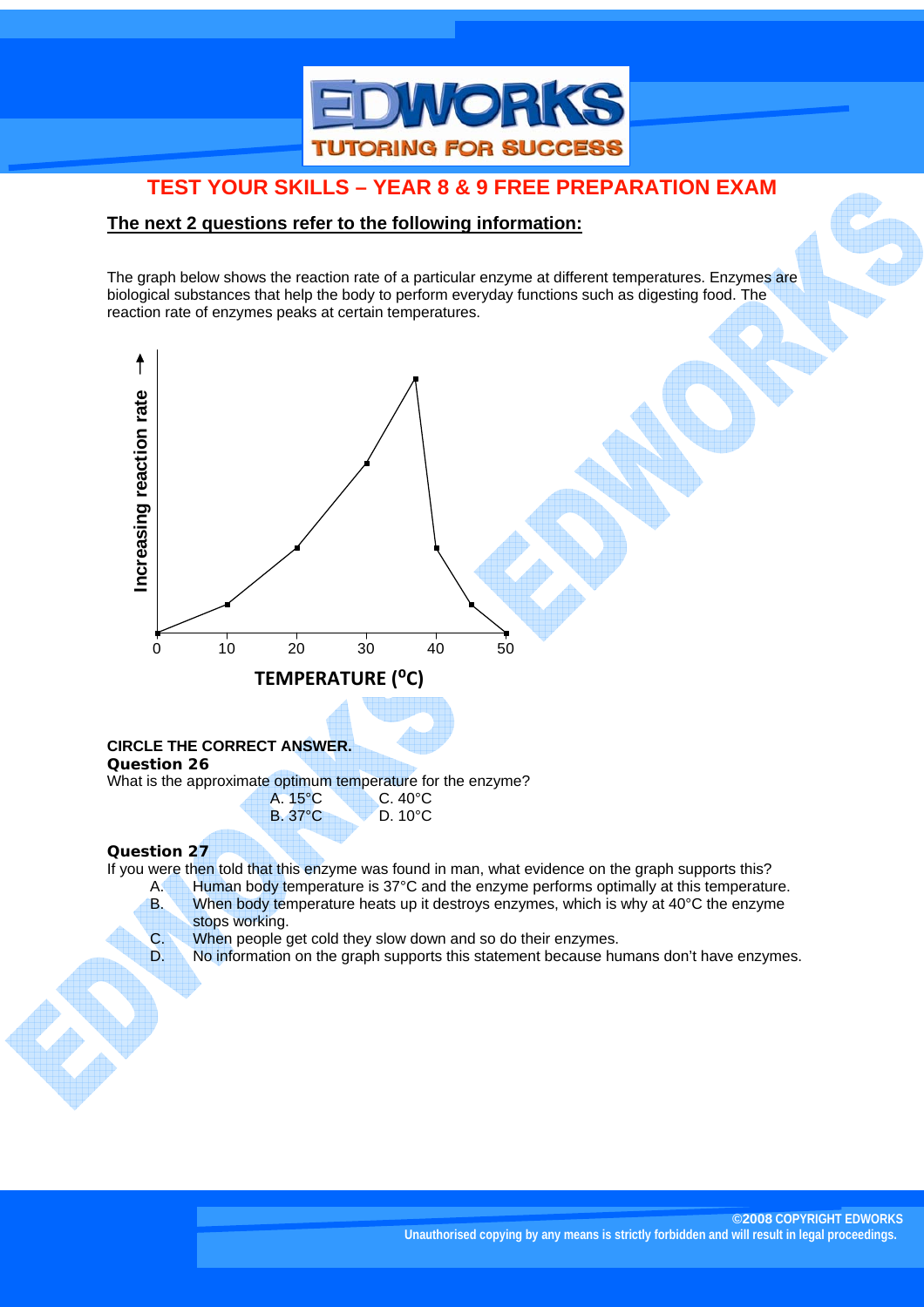## TEST YOUR SKILLS – YEAR 8 & 9 FREE PREPARATION EXAM

**The next 2 questions refer to the following information:**

The graph below shows the reaction rate of a particular enzyme at different temperatures. Enzymes are biological substances that help the body to perform everyday functions such as digesting food. The reaction rate of enzymes peaks at certain temperatures.

Increasing reaction rate →

0 10 20 30 40 50

TEMPERATURE ($^oC$)

**CIRCLE THE CORRECT ANSWER.**

**Question 26**

What is the approximate optimum temperature for the enzyme?

A. 15°C C. 40°C
B. 37°C D. 10°C

**Question 27**

If you were then told that this enzyme was found in man, what evidence on the graph supports this?

A. Human body temperature is 37°C and the enzyme performs optimally at this temperature.
B. When body temperature heats up it destroys enzymes, which is why at 40°C the enzyme stops working.
C. When people get cold they slow down and so do their enzymes.
D. No information on the graph supports this statement because humans don't have enzymes.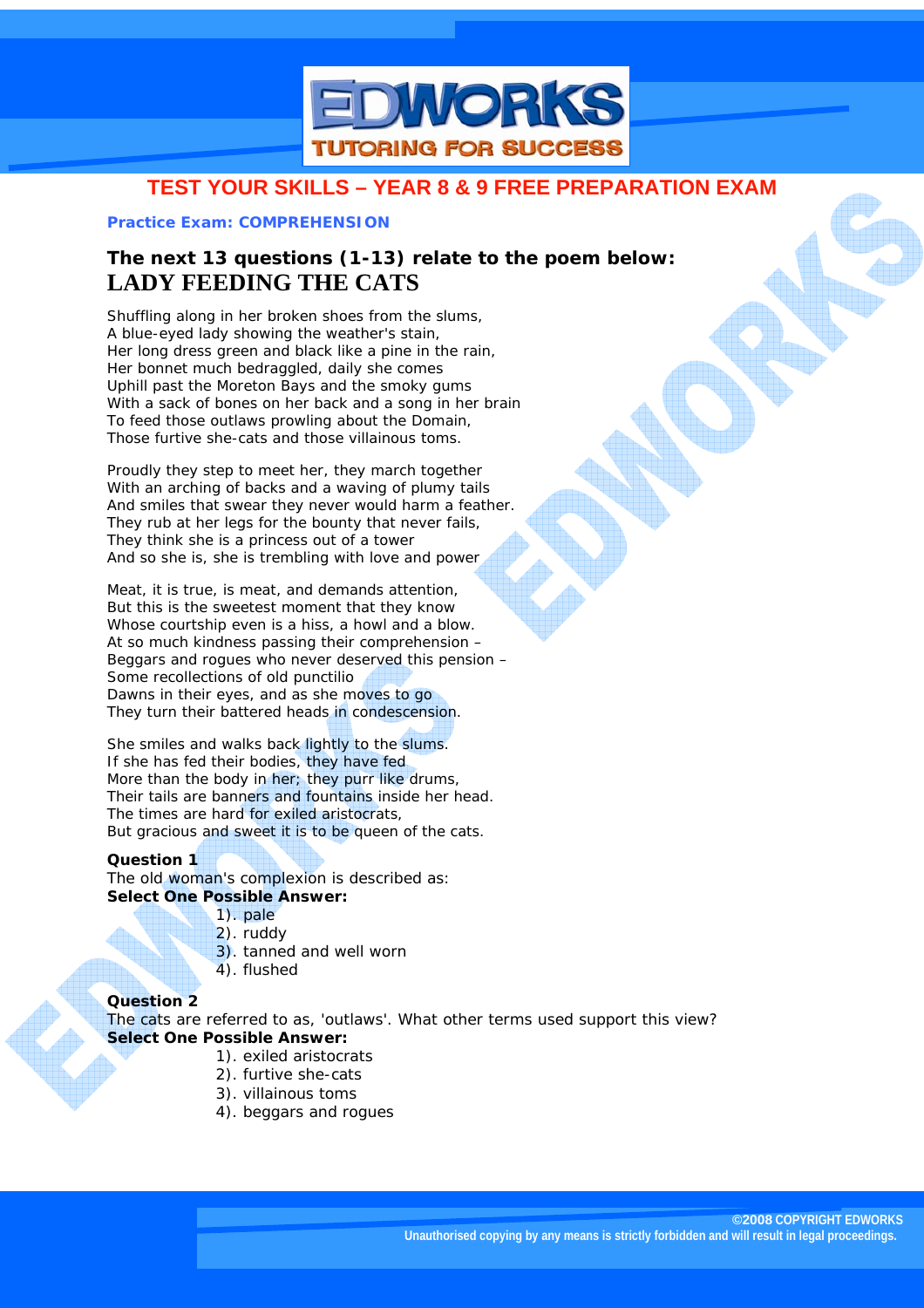# TEST YOUR SKILLS – YEAR 8 & 9 FREE PREPARATION EXAM

**Practice Exam: COMPREHENSION**

### The next 13 questions (1-13) relate to the poem below:

## LADY FEEDING THE CATS

Shuffling along in her broken shoes from the slums,
A blue-eyed lady showing the weather's stain,
Her long dress green and black like a pine in the rain,
Her bonnet much bedraggled, daily she comes
Uphill past the Moreton Bays and the smoky gums
With a sack of bones on her back and a song in her brain
To feed those outlaws prowling about the Domain,
Those furtive she-cats and those villainous toms.

Proudly they step to meet her, they march together
With an arching of backs and a waving of plumy tails
And smiles that swear they never would harm a feather.
They rub at her legs for the bounty that never fails,
They think she is a princess out of a tower
And so she is, she is trembling with love and power

Meat, it is true, is meat, and demands attention,
But this is the sweetest moment that they know
Whose courtship even is a hiss, a howl and a blow.
At so much kindness passing their comprehension –
Beggars and rogues who never deserved this pension –
Some recollections of old punctilio
Dawns in their eyes, and as she moves to go
They turn their battered heads in condescension.

She smiles and walks back lightly to the slums.
If she has fed their bodies, they have fed
More than the body in her; they purr like drums,
Their tails are banners and fountains inside her head.
The times are hard for exiled aristocrats,
But gracious and sweet it is to be queen of the cats.

**Question 1**
The old woman's complexion is described as:
**Select One Possible Answer:**

1). pale
2). ruddy
3). tanned and well worn
4). flushed

**Question 2**
The cats are referred to as, 'outlaws'. What other terms used support this view?
**Select One Possible Answer:**

1). exiled aristocrats
2). furtive she-cats
3). villainous toms
4). beggars and rogues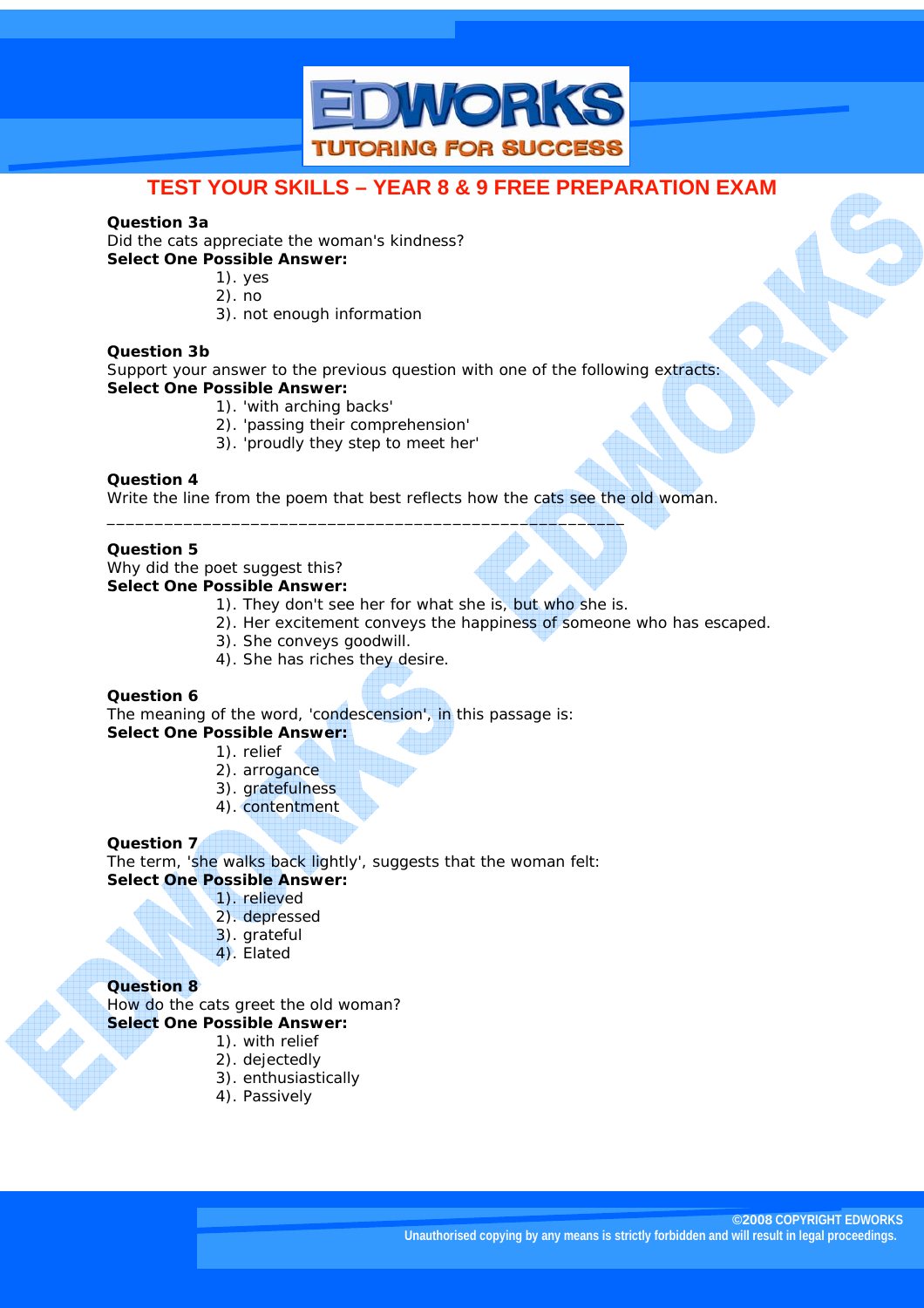## TEST YOUR SKILLS – YEAR 8 & 9 FREE PREPARATION EXAM

**Question 3a**
Did the cats appreciate the woman's kindness?
**Select One Possible Answer:**

1). yes
2). no
3). not enough information

**Question 3b**
Support your answer to the previous question with one of the following extracts:
**Select One Possible Answer:**

1). 'with arching backs'
2). 'passing their comprehension'
3). 'proudly they step to meet her'

**Question 4**
Write the line from the poem that best reflects how the cats see the old woman.

_____________________________________________________

**Question 5**
Why did the poet suggest this?
**Select One Possible Answer:**

1). They don't see her for what she is, but who she is.
2). Her excitement conveys the happiness of someone who has escaped.
3). She conveys goodwill.
4). She has riches they desire.

**Question 6**
The meaning of the word, 'condescension', in this passage is:
**Select One Possible Answer:**

1). relief
2). arrogance
3). gratefulness
4). contentment

**Question 7**
The term, 'she walks back lightly', suggests that the woman felt:
**Select One Possible Answer:**

1). relieved
2). depressed
3). grateful
4). Elated

**Question 8**
How do the cats greet the old woman?
**Select One Possible Answer:**

1). with relief
2). dejectedly
3). enthusiastically
4). Passively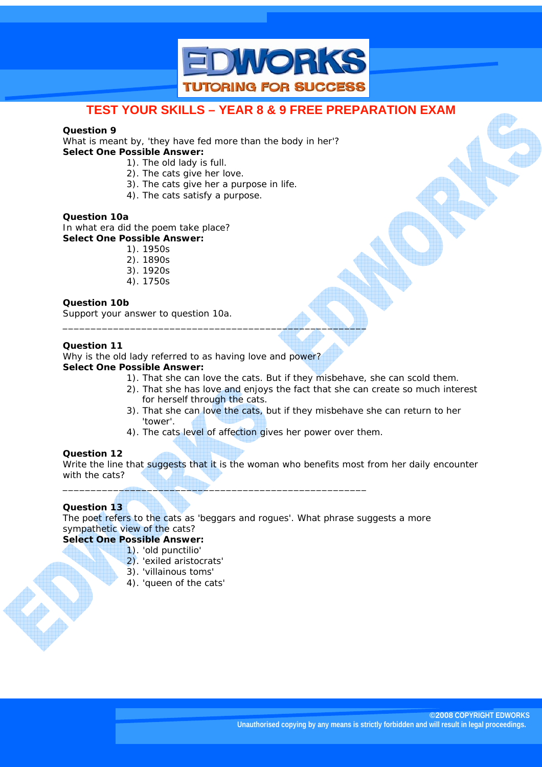## TEST YOUR SKILLS – YEAR 8 & 9 FREE PREPARATION EXAM

**Question 9**
What is meant by, 'they have fed more than the body in her'?
**Select One Possible Answer:**

1). The old lady is full.
2). The cats give her love.
3). The cats give her a purpose in life.
4). The cats satisfy a purpose.

**Question 10a**
In what era did the poem take place?
**Select One Possible Answer:**

1). 1950s
2). 1890s
3). 1920s
4). 1750s

**Question 10b**
Support your answer to question 10a.

_______________________________________________________

**Question 11**
Why is the old lady referred to as having love and power?
**Select One Possible Answer:**

1). That she can love the cats. But if they misbehave, she can scold them.
2). That she has love and enjoys the fact that she can create so much interest for herself through the cats.
3). That she can love the cats, but if they misbehave she can return to her 'tower'.
4). The cats level of affection gives her power over them.

**Question 12**
Write the line that suggests that it is the woman who benefits most from her daily encounter with the cats?

_______________________________________________________

**Question 13**
The poet refers to the cats as 'beggars and rogues'. What phrase suggests a more sympathetic view of the cats?
**Select One Possible Answer:**

1). 'old punctilio'
2). 'exiled aristocrats'
3). 'villainous toms'
4). 'queen of the cats'